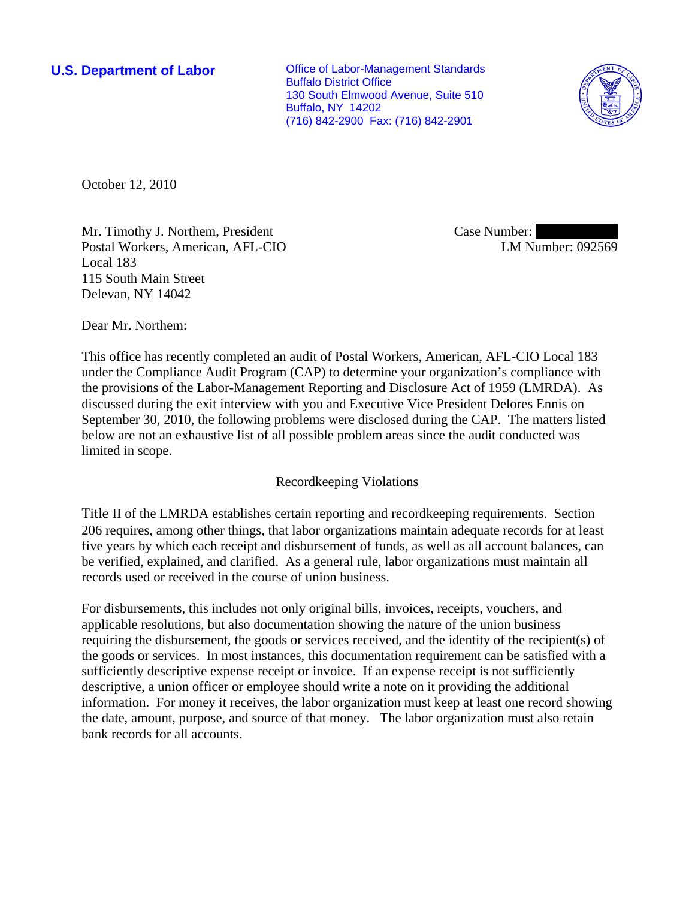**U.S. Department of Labor**

Office of Labor-Management Standards
Buffalo District Office
130 South Elmwood Avenue, Suite 510
Buffalo, NY 14202
(716) 842-2900 Fax: (716) 842-2901

October 12, 2010

Mr. Timothy J. Northem, President
Postal Workers, American, AFL-CIO
Local 183
115 South Main Street
Delevan, NY 14042

Case Number:
LM Number: 092569

Dear Mr. Northem:

This office has recently completed an audit of Postal Workers, American, AFL-CIO Local 183 under the Compliance Audit Program (CAP) to determine your organization's compliance with the provisions of the Labor-Management Reporting and Disclosure Act of 1959 (LMRDA). As discussed during the exit interview with you and Executive Vice President Delores Ennis on September 30, 2010, the following problems were disclosed during the CAP. The matters listed below are not an exhaustive list of all possible problem areas since the audit conducted was limited in scope.

## Recordkeeping Violations

Title II of the LMRDA establishes certain reporting and recordkeeping requirements. Section 206 requires, among other things, that labor organizations maintain adequate records for at least five years by which each receipt and disbursement of funds, as well as all account balances, can be verified, explained, and clarified. As a general rule, labor organizations must maintain all records used or received in the course of union business.

For disbursements, this includes not only original bills, invoices, receipts, vouchers, and applicable resolutions, but also documentation showing the nature of the union business requiring the disbursement, the goods or services received, and the identity of the recipient(s) of the goods or services. In most instances, this documentation requirement can be satisfied with a sufficiently descriptive expense receipt or invoice. If an expense receipt is not sufficiently descriptive, a union officer or employee should write a note on it providing the additional information. For money it receives, the labor organization must keep at least one record showing the date, amount, purpose, and source of that money. The labor organization must also retain bank records for all accounts.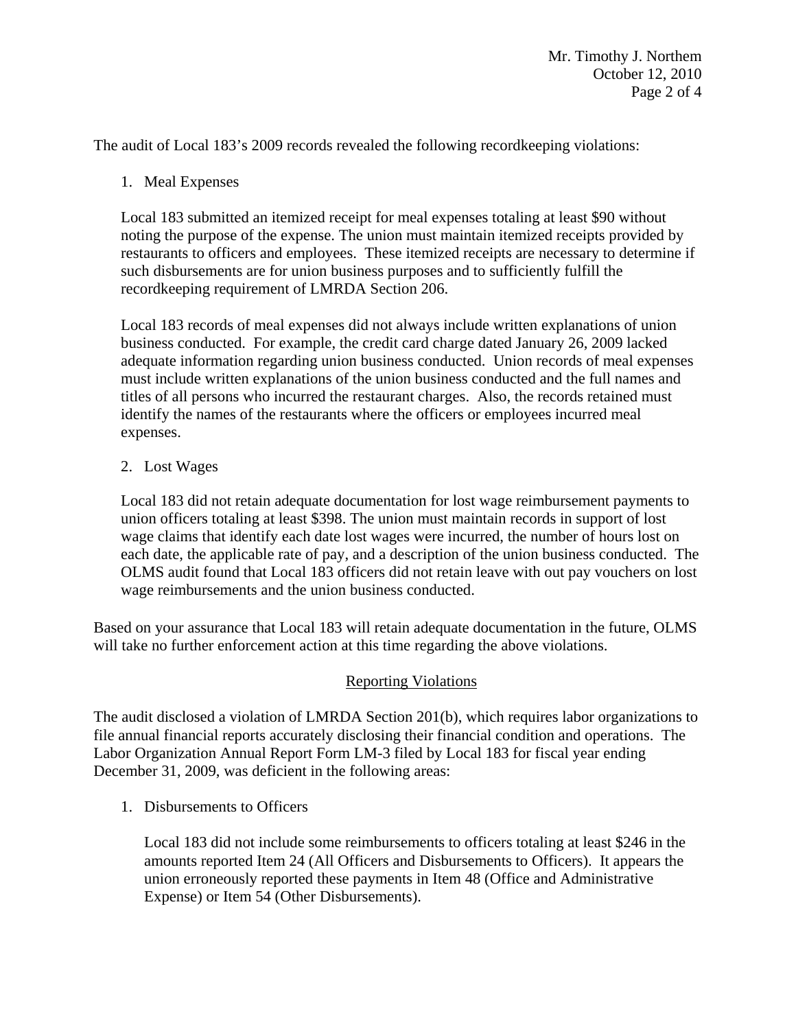The audit of Local 183's 2009 records revealed the following recordkeeping violations:

1. Meal Expenses

   Local 183 submitted an itemized receipt for meal expenses totaling at least $90 without noting the purpose of the expense. The union must maintain itemized receipts provided by restaurants to officers and employees. These itemized receipts are necessary to determine if such disbursements are for union business purposes and to sufficiently fulfill the recordkeeping requirement of LMRDA Section 206.

   Local 183 records of meal expenses did not always include written explanations of union business conducted. For example, the credit card charge dated January 26, 2009 lacked adequate information regarding union business conducted. Union records of meal expenses must include written explanations of the union business conducted and the full names and titles of all persons who incurred the restaurant charges. Also, the records retained must identify the names of the restaurants where the officers or employees incurred meal expenses.

2. Lost Wages

   Local 183 did not retain adequate documentation for lost wage reimbursement payments to union officers totaling at least $398. The union must maintain records in support of lost wage claims that identify each date lost wages were incurred, the number of hours lost on each date, the applicable rate of pay, and a description of the union business conducted. The OLMS audit found that Local 183 officers did not retain leave with out pay vouchers on lost wage reimbursements and the union business conducted.

Based on your assurance that Local 183 will retain adequate documentation in the future, OLMS will take no further enforcement action at this time regarding the above violations.

## Reporting Violations

The audit disclosed a violation of LMRDA Section 201(b), which requires labor organizations to file annual financial reports accurately disclosing their financial condition and operations. The Labor Organization Annual Report Form LM-3 filed by Local 183 for fiscal year ending December 31, 2009, was deficient in the following areas:

1. Disbursements to Officers

   Local 183 did not include some reimbursements to officers totaling at least $246 in the amounts reported Item 24 (All Officers and Disbursements to Officers). It appears the union erroneously reported these payments in Item 48 (Office and Administrative Expense) or Item 54 (Other Disbursements).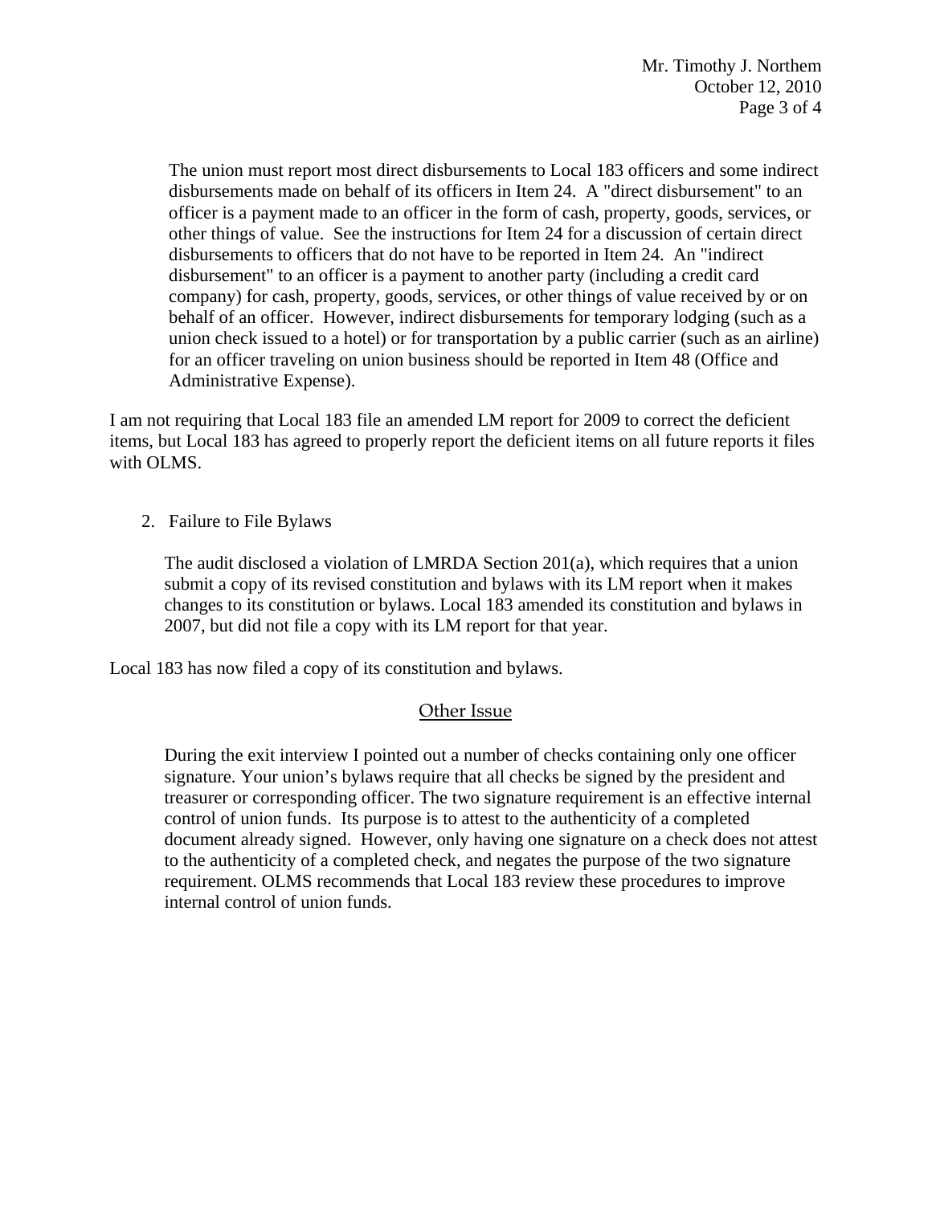The union must report most direct disbursements to Local 183 officers and some indirect disbursements made on behalf of its officers in Item 24. A "direct disbursement" to an officer is a payment made to an officer in the form of cash, property, goods, services, or other things of value. See the instructions for Item 24 for a discussion of certain direct disbursements to officers that do not have to be reported in Item 24. An "indirect disbursement" to an officer is a payment to another party (including a credit card company) for cash, property, goods, services, or other things of value received by or on behalf of an officer. However, indirect disbursements for temporary lodging (such as a union check issued to a hotel) or for transportation by a public carrier (such as an airline) for an officer traveling on union business should be reported in Item 48 (Office and Administrative Expense).

I am not requiring that Local 183 file an amended LM report for 2009 to correct the deficient items, but Local 183 has agreed to properly report the deficient items on all future reports it files with OLMS.

2. Failure to File Bylaws

The audit disclosed a violation of LMRDA Section 201(a), which requires that a union submit a copy of its revised constitution and bylaws with its LM report when it makes changes to its constitution or bylaws. Local 183 amended its constitution and bylaws in 2007, but did not file a copy with its LM report for that year.

Local 183 has now filed a copy of its constitution and bylaws.

## Other Issue

During the exit interview I pointed out a number of checks containing only one officer signature. Your union's bylaws require that all checks be signed by the president and treasurer or corresponding officer. The two signature requirement is an effective internal control of union funds. Its purpose is to attest to the authenticity of a completed document already signed. However, only having one signature on a check does not attest to the authenticity of a completed check, and negates the purpose of the two signature requirement. OLMS recommends that Local 183 review these procedures to improve internal control of union funds.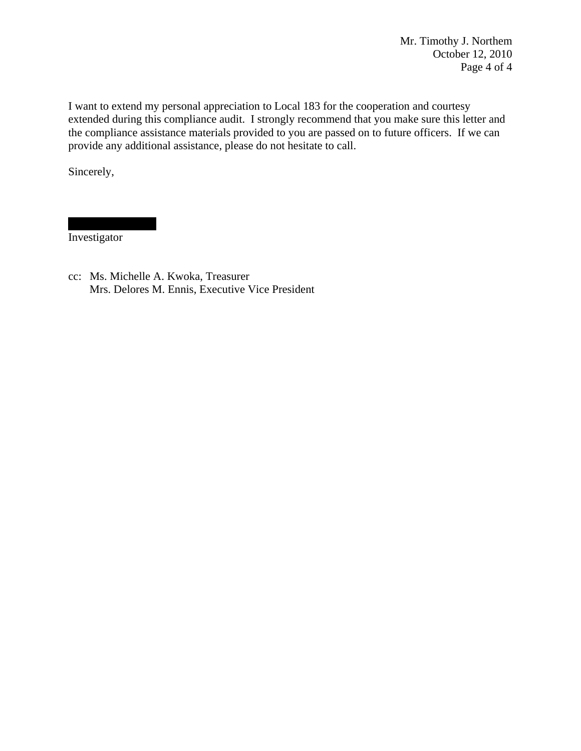I want to extend my personal appreciation to Local 183 for the cooperation and courtesy extended during this compliance audit. I strongly recommend that you make sure this letter and the compliance assistance materials provided to you are passed on to future officers. If we can provide any additional assistance, please do not hesitate to call.

Sincerely,

Investigator

cc: Ms. Michelle A. Kwoka, Treasurer
Mrs. Delores M. Ennis, Executive Vice President